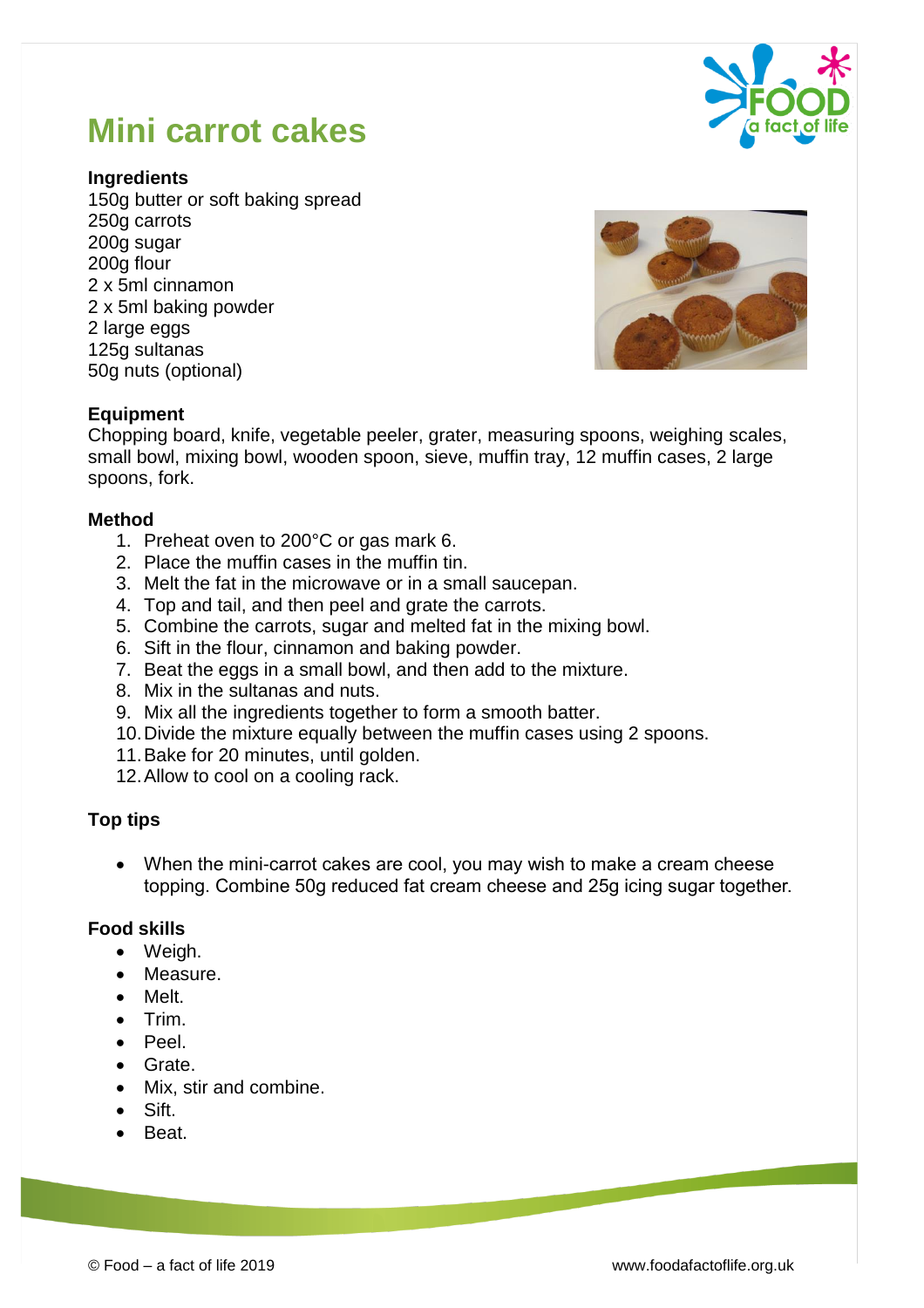# Mini carrot cakes

**Ingredients**

150g butter or soft baking spread
250g carrots
200g sugar
200g flour
2 x 5ml cinnamon
2 x 5ml baking powder
2 large eggs
125g sultanas
50g nuts (optional)

**Equipment**

Chopping board, knife, vegetable peeler, grater, measuring spoons, weighing scales, small bowl, mixing bowl, wooden spoon, sieve, muffin tray, 12 muffin cases, 2 large spoons, fork.

**Method**

1. Preheat oven to 200°C or gas mark 6.
2. Place the muffin cases in the muffin tin.
3. Melt the fat in the microwave or in a small saucepan.
4. Top and tail, and then peel and grate the carrots.
5. Combine the carrots, sugar and melted fat in the mixing bowl.
6. Sift in the flour, cinnamon and baking powder.
7. Beat the eggs in a small bowl, and then add to the mixture.
8. Mix in the sultanas and nuts.
9. Mix all the ingredients together to form a smooth batter.
10. Divide the mixture equally between the muffin cases using 2 spoons.
11. Bake for 20 minutes, until golden.
12. Allow to cool on a cooling rack.

**Top tips**

- When the mini-carrot cakes are cool, you may wish to make a cream cheese topping. Combine 50g reduced fat cream cheese and 25g icing sugar together.

**Food skills**

- Weigh.
- Measure.
- Melt.
- Trim.
- Peel.
- Grate.
- Mix, stir and combine.
- Sift.
- Beat.

© Food – a fact of life 2019 www.foodafactoflife.org.uk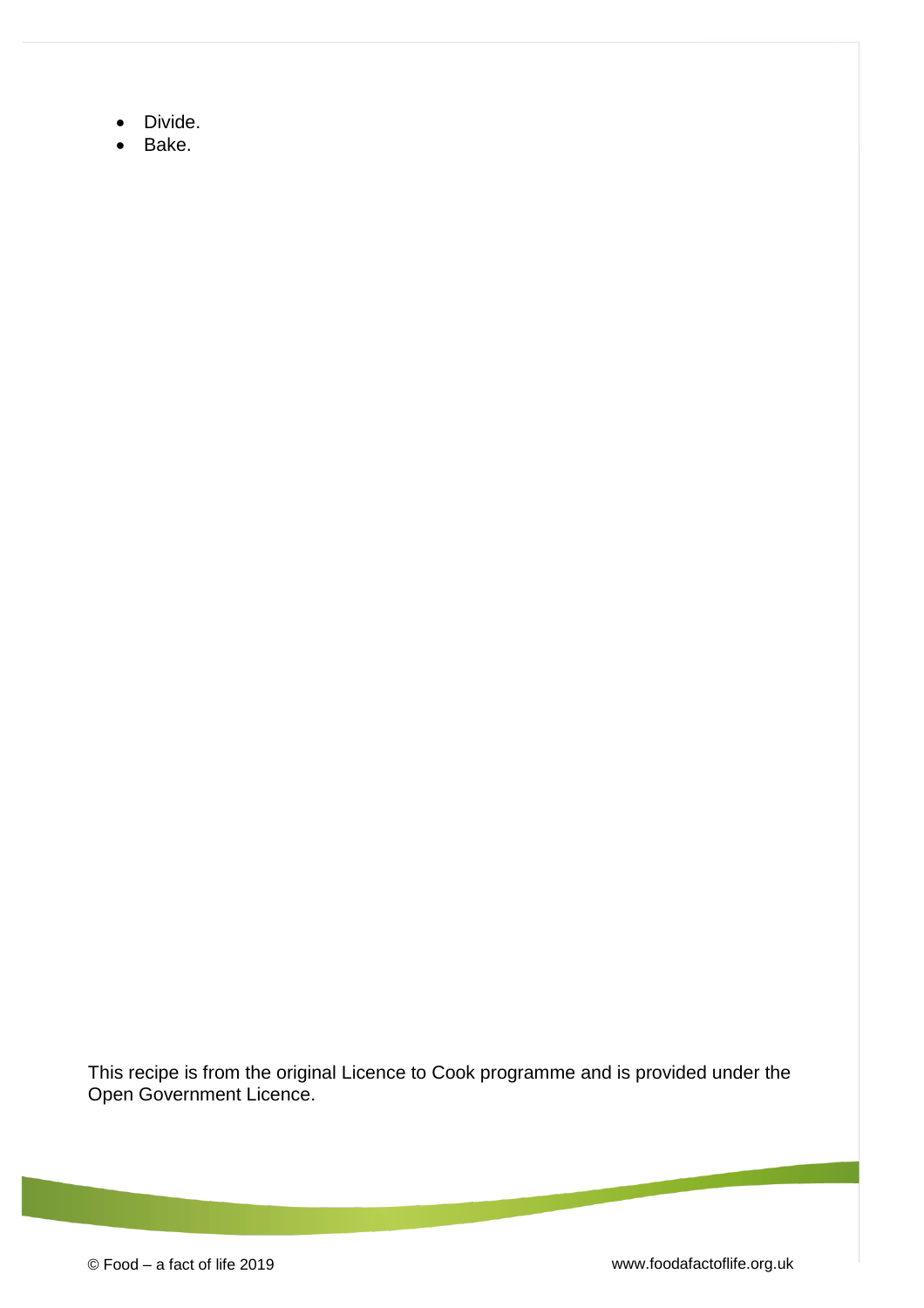- Divide.
- Bake.

This recipe is from the original Licence to Cook programme and is provided under the Open Government Licence.